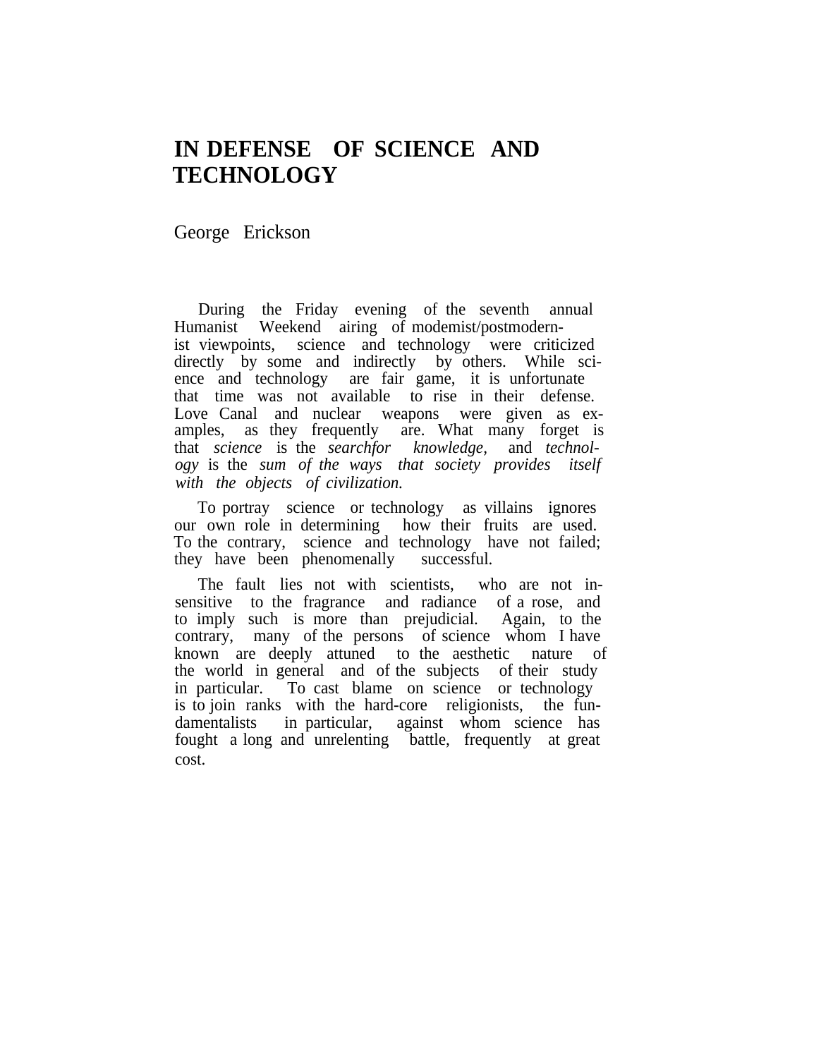# IN DEFENSE OF SCIENCE AND TECHNOLOGY

George Erickson

During the Friday evening of the seventh annual Humanist Weekend airing of modemist/postmodernist viewpoints, science and technology were criticized directly by some and indirectly by others. While science and technology are fair game, it is unfortunate that time was not available to rise in their defense. Love Canal and nuclear weapons were given as examples, as they frequently are. What many forget is that *science* is the *searchfor knowledge*, and *technology* is the *sum of the ways that society provides itself with the objects of civilization.*

To portray science or technology as villains ignores our own role in determining how their fruits are used. To the contrary, science and technology have not failed; they have been phenomenally successful.

The fault lies not with scientists, who are not insensitive to the fragrance and radiance of a rose, and to imply such is more than prejudicial. Again, to the contrary, many of the persons of science whom I have known are deeply attuned to the aesthetic nature of the world in general and of the subjects of their study in particular. To cast blame on science or technology is to join ranks with the hard-core religionists, the fundamentalists in particular, against whom science has fought a long and unrelenting battle, frequently at great cost.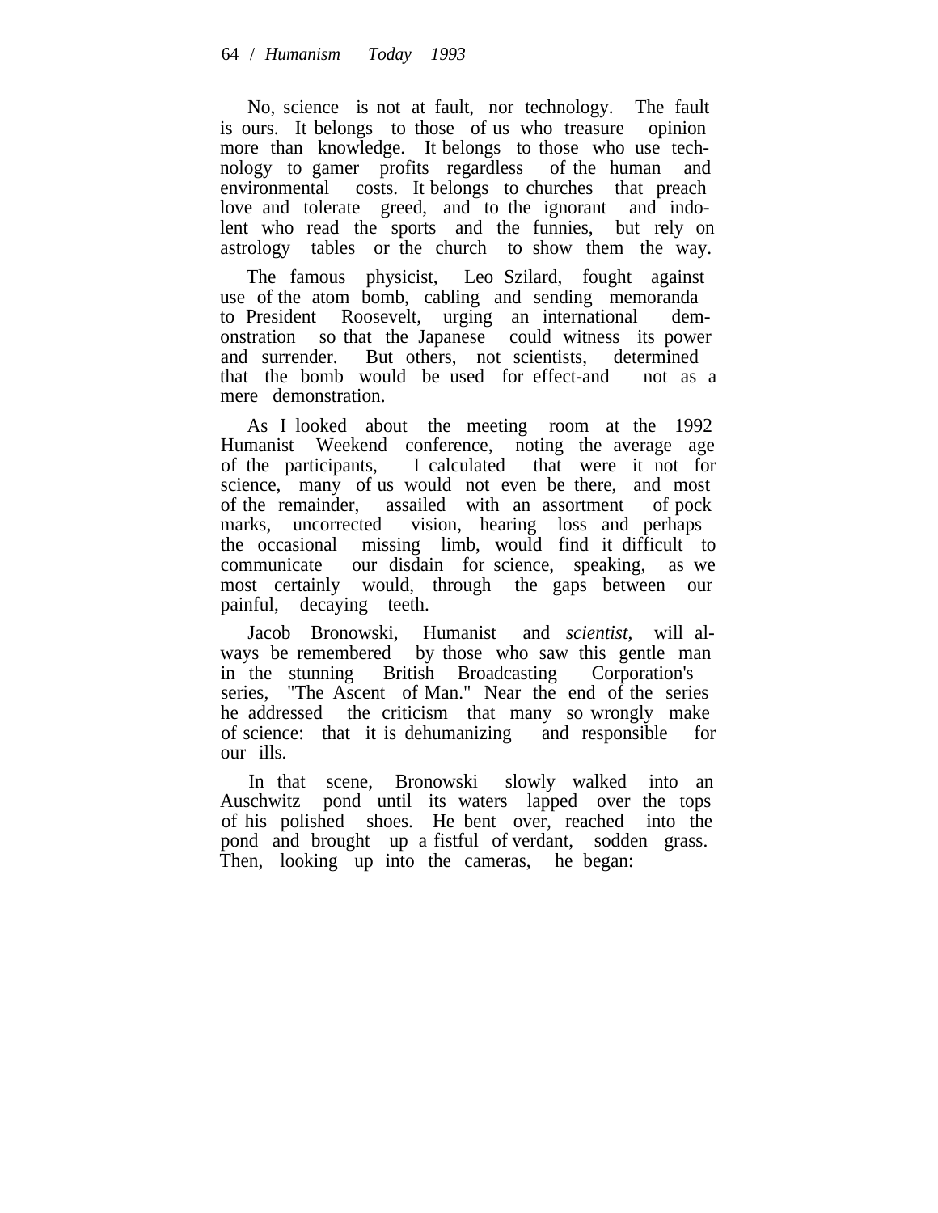No, science is not at fault, nor technology. The fault is ours. It belongs to those of us who treasure opinion more than knowledge. It belongs to those who use technology to gamer profits regardless of the human and environmental costs. It belongs to churches that preach love and tolerate greed, and to the ignorant and indolent who read the sports and the funnies, but rely on astrology tables or the church to show them the way.

The famous physicist, Leo Szilard, fought against use of the atom bomb, cabling and sending memoranda to President Roosevelt, urging an international demonstration so that the Japanese could witness its power and surrender. But others, not scientists, determined that the bomb would be used for effect-and not as a mere demonstration.

As I looked about the meeting room at the 1992 Humanist Weekend conference, noting the average age of the participants, I calculated that were it not for science, many of us would not even be there, and most of the remainder, assailed with an assortment of pock marks, uncorrected vision, hearing loss and perhaps the occasional missing limb, would find it difficult to communicate our disdain for science, speaking, as we most certainly would, through the gaps between our painful, decaying teeth.

Jacob Bronowski, Humanist and *scientist*, will always be remembered by those who saw this gentle man in the stunning British Broadcasting Corporation's series, "The Ascent of Man." Near the end of the series he addressed the criticism that many so wrongly make of science: that it is dehumanizing and responsible for our ills.

In that scene, Bronowski slowly walked into an Auschwitz pond until its waters lapped over the tops of his polished shoes. He bent over, reached into the pond and brought up a fistful of verdant, sodden grass. Then, looking up into the cameras, he began: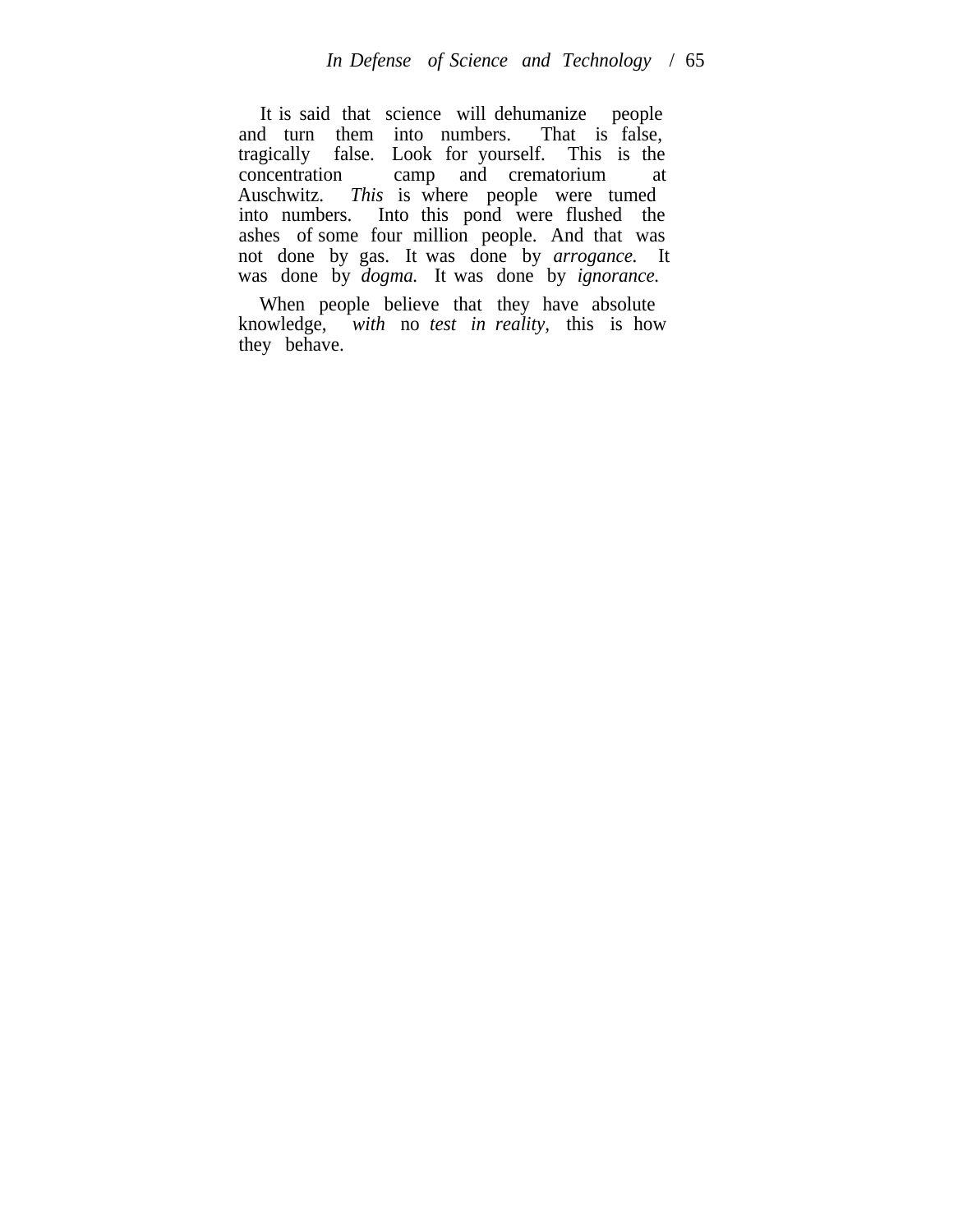It is said that science will dehumanize people and turn them into numbers. That is false, tragically false. Look for yourself. This is the concentration camp and crematorium at Auschwitz. *This* is where people were tumed into numbers. Into this pond were flushed the ashes of some four million people. And that was not done by gas. It was done by *arrogance.* It was done by *dogma.* It was done by *ignorance.*

When people believe that they have absolute knowledge, *with* no *test in reality,* this is how they behave.